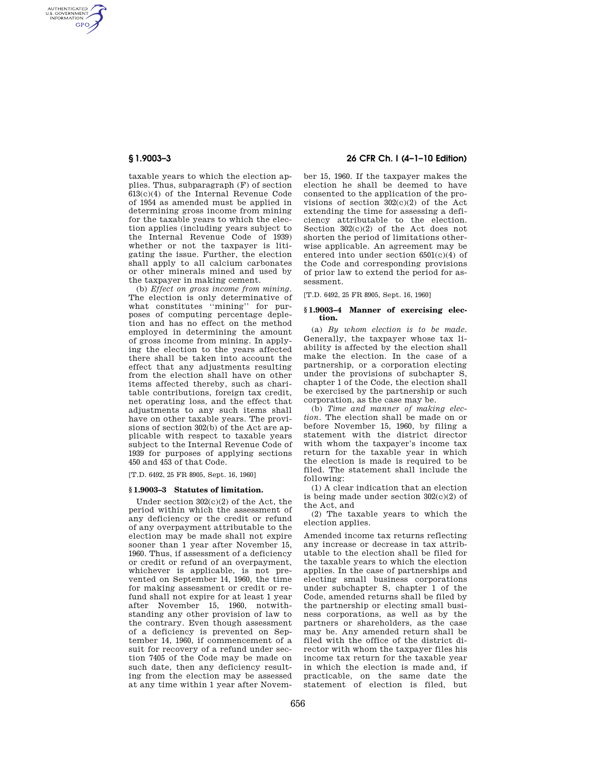taxable years to which the election applies. Thus, subparagraph (F) of section 613(c)(4) of the Internal Revenue Code of 1954 as amended must be applied in determining gross income from mining for the taxable years to which the election applies (including years subject to the Internal Revenue Code of 1939) whether or not the taxpayer is litigating the issue. Further, the election shall apply to all calcium carbonates or other minerals mined and used by the taxpayer in making cement.

(b) *Effect on gross income from mining.* The election is only determinative of what constitutes ''mining'' for purposes of computing percentage depletion and has no effect on the method employed in determining the amount of gross income from mining. In applying the election to the years affected there shall be taken into account the effect that any adjustments resulting from the election shall have on other items affected thereby, such as charitable contributions, foreign tax credit, net operating loss, and the effect that adjustments to any such items shall have on other taxable years. The provisions of section 302(b) of the Act are applicable with respect to taxable years subject to the Internal Revenue Code of 1939 for purposes of applying sections 450 and 453 of that Code.

[T.D. 6492, 25 FR 8905, Sept. 16, 1960]

### § 1.9003–3 Statutes of limitation.

Under section 302(c)(2) of the Act, the period within which the assessment of any deficiency or the credit or refund of any overpayment attributable to the election may be made shall not expire sooner than 1 year after November 15, 1960. Thus, if assessment of a deficiency or credit or refund of an overpayment, whichever is applicable, is not prevented on September 14, 1960, the time for making assessment or credit or refund shall not expire for at least 1 year after November 15, 1960, notwithstanding any other provision of law to the contrary. Even though assessment of a deficiency is prevented on September 14, 1960, if commencement of a suit for recovery of a refund under section 7405 of the Code may be made on such date, then any deficiency resulting from the election may be assessed at any time within 1 year after November 15, 1960. If the taxpayer makes the election he shall be deemed to have consented to the application of the provisions of section 302(c)(2) of the Act extending the time for assessing a deficiency attributable to the election. Section 302(c)(2) of the Act does not shorten the period of limitations otherwise applicable. An agreement may be entered into under section 6501(c)(4) of the Code and corresponding provisions of prior law to extend the period for assessment.

[T.D. 6492, 25 FR 8905, Sept. 16, 1960]

### § 1.9003–4 Manner of exercising election.

(a) *By whom election is to be made.* Generally, the taxpayer whose tax liability is affected by the election shall make the election. In the case of a partnership, or a corporation electing under the provisions of subchapter S, chapter 1 of the Code, the election shall be exercised by the partnership or such corporation, as the case may be.

(b) *Time and manner of making election.* The election shall be made on or before November 15, 1960, by filing a statement with the district director with whom the taxpayer's income tax return for the taxable year in which the election is made is required to be filed. The statement shall include the following:

(1) A clear indication that an election is being made under section 302(c)(2) of the Act, and

(2) The taxable years to which the election applies.

Amended income tax returns reflecting any increase or decrease in tax attributable to the election shall be filed for the taxable years to which the election applies. In the case of partnerships and electing small business corporations under subchapter S, chapter 1 of the Code, amended returns shall be filed by the partnership or electing small business corporations, as well as by the partners or shareholders, as the case may be. Any amended return shall be filed with the office of the district director with whom the taxpayer files his income tax return for the taxable year in which the election is made and, if practicable, on the same date the statement of election is filed, but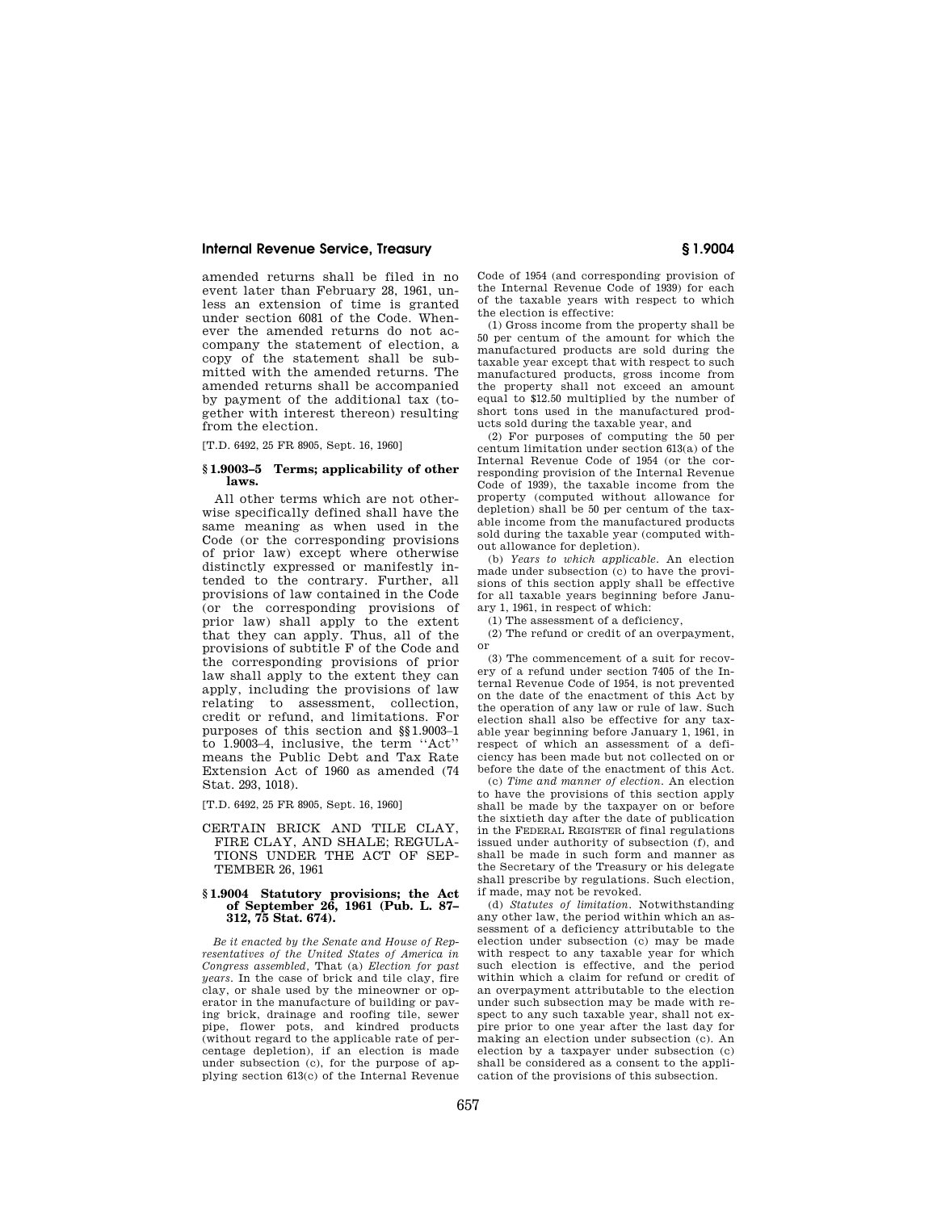amended returns shall be filed in no event later than February 28, 1961, unless an extension of time is granted under section 6081 of the Code. Whenever the amended returns do not accompany the statement of election, a copy of the statement shall be submitted with the amended returns. The amended returns shall be accompanied by payment of the additional tax (together with interest thereon) resulting from the election.

[T.D. 6492, 25 FR 8905, Sept. 16, 1960]

### § 1.9003–5 Terms; applicability of other laws.

All other terms which are not otherwise specifically defined shall have the same meaning as when used in the Code (or the corresponding provisions of prior law) except where otherwise distinctly expressed or manifestly intended to the contrary. Further, all provisions of law contained in the Code (or the corresponding provisions of prior law) shall apply to the extent that they can apply. Thus, all of the provisions of subtitle F of the Code and the corresponding provisions of prior law shall apply to the extent they can apply, including the provisions of law relating to assessment, collection, credit or refund, and limitations. For purposes of this section and §§ 1.9003–1 to 1.9003–4, inclusive, the term ''Act'' means the Public Debt and Tax Rate Extension Act of 1960 as amended (74 Stat. 293, 1018).

[T.D. 6492, 25 FR 8905, Sept. 16, 1960]

## CERTAIN BRICK AND TILE CLAY, FIRE CLAY, AND SHALE; REGULATIONS UNDER THE ACT OF SEPTEMBER 26, 1961

### § 1.9004 Statutory provisions; the Act of September 26, 1961 (Pub. L. 87–312, 75 Stat. 674).

*Be it enacted by the Senate and House of Representatives of the United States of America in Congress assembled,* That (a) *Election for past years.* In the case of brick and tile clay, fire clay, or shale used by the mineowner or operator in the manufacture of building or paving brick, drainage and roofing tile, sewer pipe, flower pots, and kindred products (without regard to the applicable rate of percentage depletion), if an election is made under subsection (c), for the purpose of applying section 613(c) of the Internal Revenue Code of 1954 (and corresponding provision of the Internal Revenue Code of 1939) for each of the taxable years with respect to which the election is effective:

(1) Gross income from the property shall be 50 per centum of the amount for which the manufactured products are sold during the taxable year except that with respect to such manufactured products, gross income from the property shall not exceed an amount equal to $12.50 multiplied by the number of short tons used in the manufactured products sold during the taxable year, and

(2) For purposes of computing the 50 per centum limitation under section 613(a) of the Internal Revenue Code of 1954 (or the corresponding provision of the Internal Revenue Code of 1939), the taxable income from the property (computed without allowance for depletion) shall be 50 per centum of the taxable income from the manufactured products sold during the taxable year (computed without allowance for depletion).

(b) *Years to which applicable.* An election made under subsection (c) to have the provisions of this section apply shall be effective for all taxable years beginning before January 1, 1961, in respect of which:

(1) The assessment of a deficiency,

(2) The refund or credit of an overpayment, or

(3) The commencement of a suit for recovery of a refund under section 7405 of the Internal Revenue Code of 1954, is not prevented on the date of the enactment of this Act by the operation of any law or rule of law. Such election shall also be effective for any taxable year beginning before January 1, 1961, in respect of which an assessment of a deficiency has been made but not collected on or before the date of the enactment of this Act.

(c) *Time and manner of election.* An election to have the provisions of this section apply shall be made by the taxpayer on or before the sixtieth day after the date of publication in the FEDERAL REGISTER of final regulations issued under authority of subsection (f), and shall be made in such form and manner as the Secretary of the Treasury or his delegate shall prescribe by regulations. Such election, if made, may not be revoked.

(d) *Statutes of limitation.* Notwithstanding any other law, the period within which an assessment of a deficiency attributable to the election under subsection (c) may be made with respect to any taxable year for which such election is effective, and the period within which a claim for refund or credit of an overpayment attributable to the election under such subsection may be made with respect to any such taxable year, shall not expire prior to one year after the last day for making an election under subsection (c). An election by a taxpayer under subsection (c) shall be considered as a consent to the application of the provisions of this subsection.